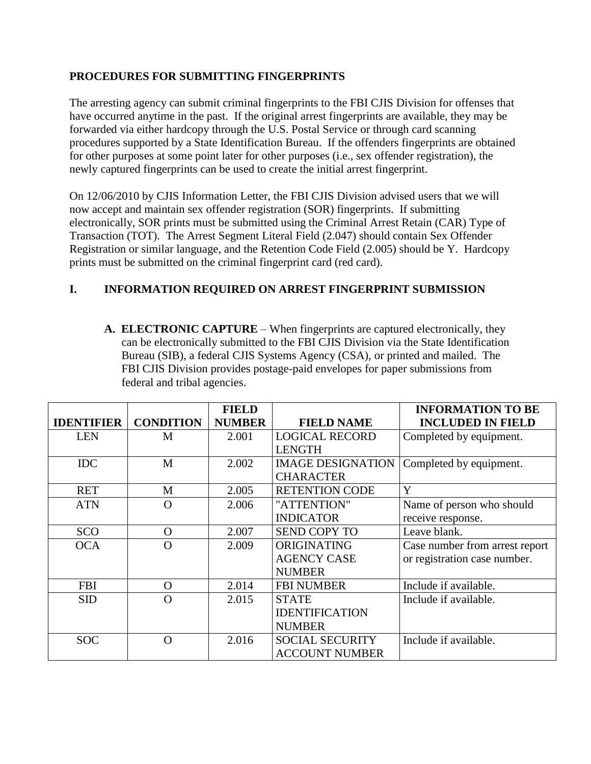**PROCEDURES FOR SUBMITTING FINGERPRINTS**

The arresting agency can submit criminal fingerprints to the FBI CJIS Division for offenses that have occurred anytime in the past. If the original arrest fingerprints are available, they may be forwarded via either hardcopy through the U.S. Postal Service or through card scanning procedures supported by a State Identification Bureau. If the offenders fingerprints are obtained for other purposes at some point later for other purposes (i.e., sex offender registration), the newly captured fingerprints can be used to create the initial arrest fingerprint.

On 12/06/2010 by CJIS Information Letter, the FBI CJIS Division advised users that we will now accept and maintain sex offender registration (SOR) fingerprints. If submitting electronically, SOR prints must be submitted using the Criminal Arrest Retain (CAR) Type of Transaction (TOT). The Arrest Segment Literal Field (2.047) should contain Sex Offender Registration or similar language, and the Retention Code Field (2.005) should be Y. Hardcopy prints must be submitted on the criminal fingerprint card (red card).

## I. INFORMATION REQUIRED ON ARREST FINGERPRINT SUBMISSION

**A. ELECTRONIC CAPTURE** – When fingerprints are captured electronically, they can be electronically submitted to the FBI CJIS Division via the State Identification Bureau (SIB), a federal CJIS Systems Agency (CSA), or printed and mailed. The FBI CJIS Division provides postage-paid envelopes for paper submissions from federal and tribal agencies.

| IDENTIFIER | CONDITION | FIELD NUMBER | FIELD NAME | INFORMATION TO BE INCLUDED IN FIELD |
|---|---|---|---|---|
| LEN | M | 2.001 | LOGICAL RECORD LENGTH | Completed by equipment. |
| IDC | M | 2.002 | IMAGE DESIGNATION CHARACTER | Completed by equipment. |
| RET | M | 2.005 | RETENTION CODE | Y |
| ATN | O | 2.006 | "ATTENTION" INDICATOR | Name of person who should receive response. |
| SCO | O | 2.007 | SEND COPY TO | Leave blank. |
| OCA | O | 2.009 | ORIGINATING AGENCY CASE NUMBER | Case number from arrest report or registration case number. |
| FBI | O | 2.014 | FBI NUMBER | Include if available. |
| SID | O | 2.015 | STATE IDENTIFICATION NUMBER | Include if available. |
| SOC | O | 2.016 | SOCIAL SECURITY ACCOUNT NUMBER | Include if available. |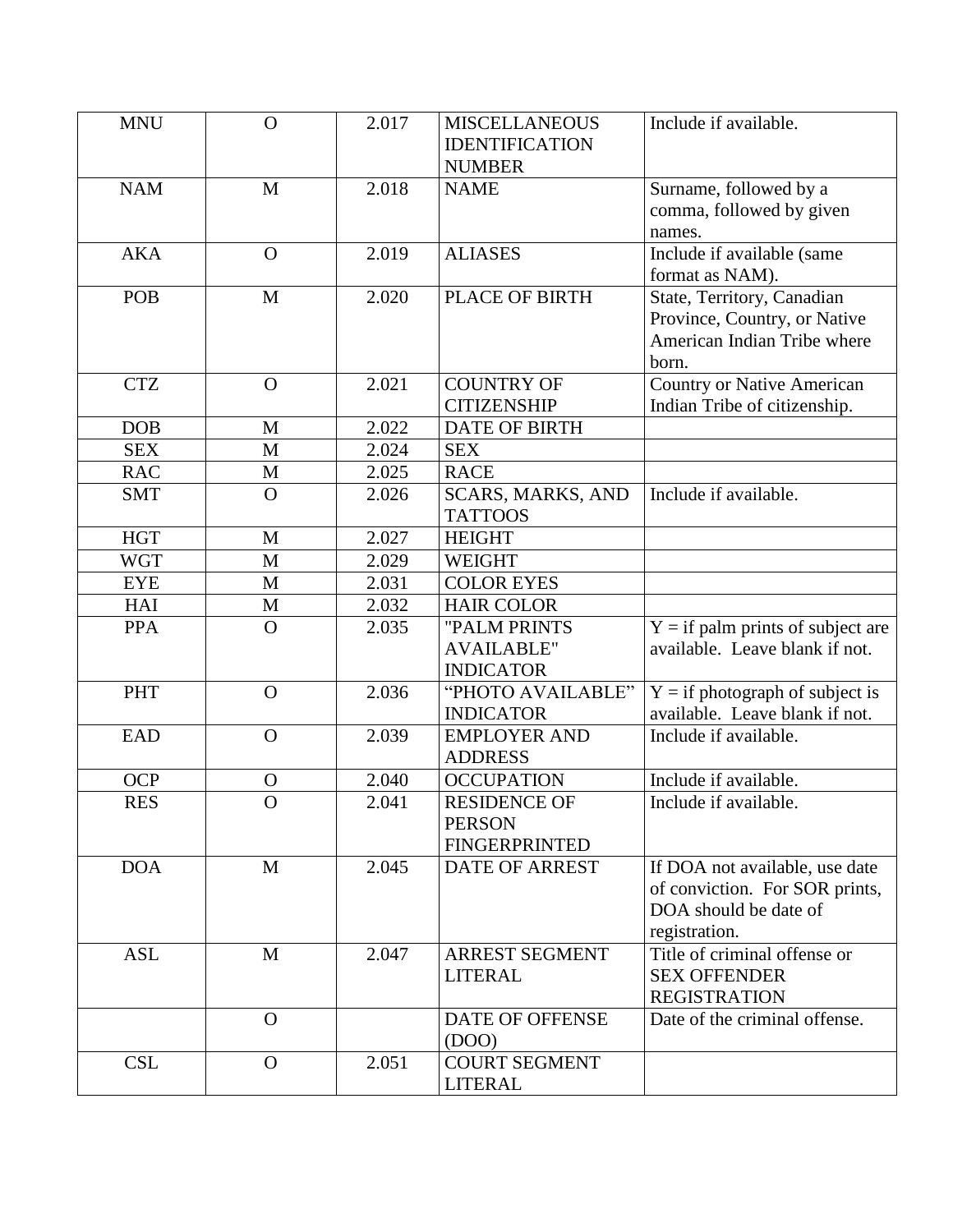| MNU | O | 2.017 | MISCELLANEOUS IDENTIFICATION NUMBER | Include if available. |
|---|---|---|---|---|
| NAM | M | 2.018 | NAME | Surname, followed by a comma, followed by given names. |
| AKA | O | 2.019 | ALIASES | Include if available (same format as NAM). |
| POB | M | 2.020 | PLACE OF BIRTH | State, Territory, Canadian Province, Country, or Native American Indian Tribe where born. |
| CTZ | O | 2.021 | COUNTRY OF CITIZENSHIP | Country or Native American Indian Tribe of citizenship. |
| DOB | M | 2.022 | DATE OF BIRTH | |
| SEX | M | 2.024 | SEX | |
| RAC | M | 2.025 | RACE | |
| SMT | O | 2.026 | SCARS, MARKS, AND TATTOOS | Include if available. |
| HGT | M | 2.027 | HEIGHT | |
| WGT | M | 2.029 | WEIGHT | |
| EYE | M | 2.031 | COLOR EYES | |
| HAI | M | 2.032 | HAIR COLOR | |
| PPA | O | 2.035 | "PALM PRINTS AVAILABLE" INDICATOR | Y = if palm prints of subject are available. Leave blank if not. |
| PHT | O | 2.036 | "PHOTO AVAILABLE" INDICATOR | Y = if photograph of subject is available. Leave blank if not. |
| EAD | O | 2.039 | EMPLOYER AND ADDRESS | Include if available. |
| OCP | O | 2.040 | OCCUPATION | Include if available. |
| RES | O | 2.041 | RESIDENCE OF PERSON FINGERPRINTED | Include if available. |
| DOA | M | 2.045 | DATE OF ARREST | If DOA not available, use date of conviction. For SOR prints, DOA should be date of registration. |
| ASL | M | 2.047 | ARREST SEGMENT LITERAL | Title of criminal offense or SEX OFFENDER REGISTRATION |
| | O | | DATE OF OFFENSE (DOO) | Date of the criminal offense. |
| CSL | O | 2.051 | COURT SEGMENT LITERAL | |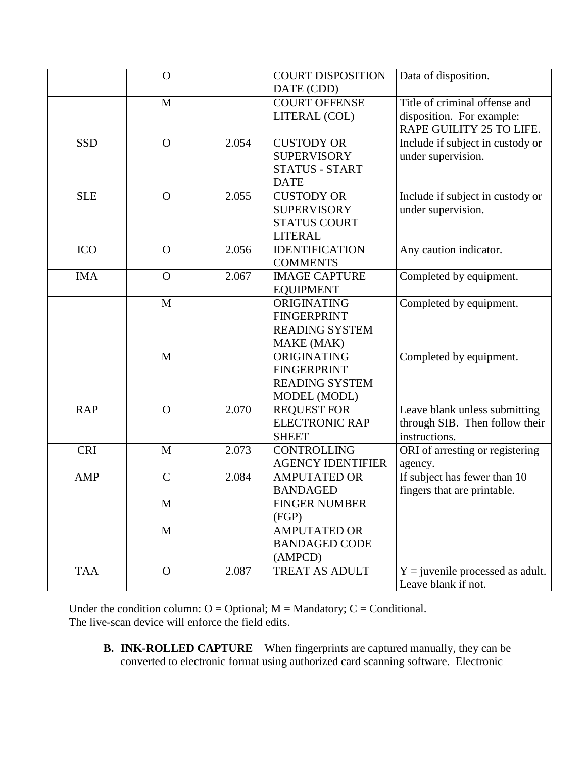| | | | | |
|---|---|---|---|---|
| | O | | COURT DISPOSITION DATE (CDD) | Data of disposition. |
| | M | | COURT OFFENSE LITERAL (COL) | Title of criminal offense and disposition. For example: RAPE GUILITY 25 TO LIFE. |
| SSD | O | 2.054 | CUSTODY OR SUPERVISORY STATUS - START DATE | Include if subject in custody or under supervision. |
| SLE | O | 2.055 | CUSTODY OR SUPERVISORY STATUS COURT LITERAL | Include if subject in custody or under supervision. |
| ICO | O | 2.056 | IDENTIFICATION COMMENTS | Any caution indicator. |
| IMA | O | 2.067 | IMAGE CAPTURE EQUIPMENT | Completed by equipment. |
| | M | | ORIGINATING FINGERPRINT READING SYSTEM MAKE (MAK) | Completed by equipment. |
| | M | | ORIGINATING FINGERPRINT READING SYSTEM MODEL (MODL) | Completed by equipment. |
| RAP | O | 2.070 | REQUEST FOR ELECTRONIC RAP SHEET | Leave blank unless submitting through SIB. Then follow their instructions. |
| CRI | M | 2.073 | CONTROLLING AGENCY IDENTIFIER | ORI of arresting or registering agency. |
| AMP | C | 2.084 | AMPUTATED OR BANDAGED | If subject has fewer than 10 fingers that are printable. |
| | M | | FINGER NUMBER (FGP) | |
| | M | | AMPUTATED OR BANDAGED CODE (AMPCD) | |
| TAA | O | 2.087 | TREAT AS ADULT | Y = juvenile processed as adult. Leave blank if not. |

Under the condition column: O = Optional; M = Mandatory; C = Conditional.
The live-scan device will enforce the field edits.

**B. INK-ROLLED CAPTURE** – When fingerprints are captured manually, they can be converted to electronic format using authorized card scanning software. Electronic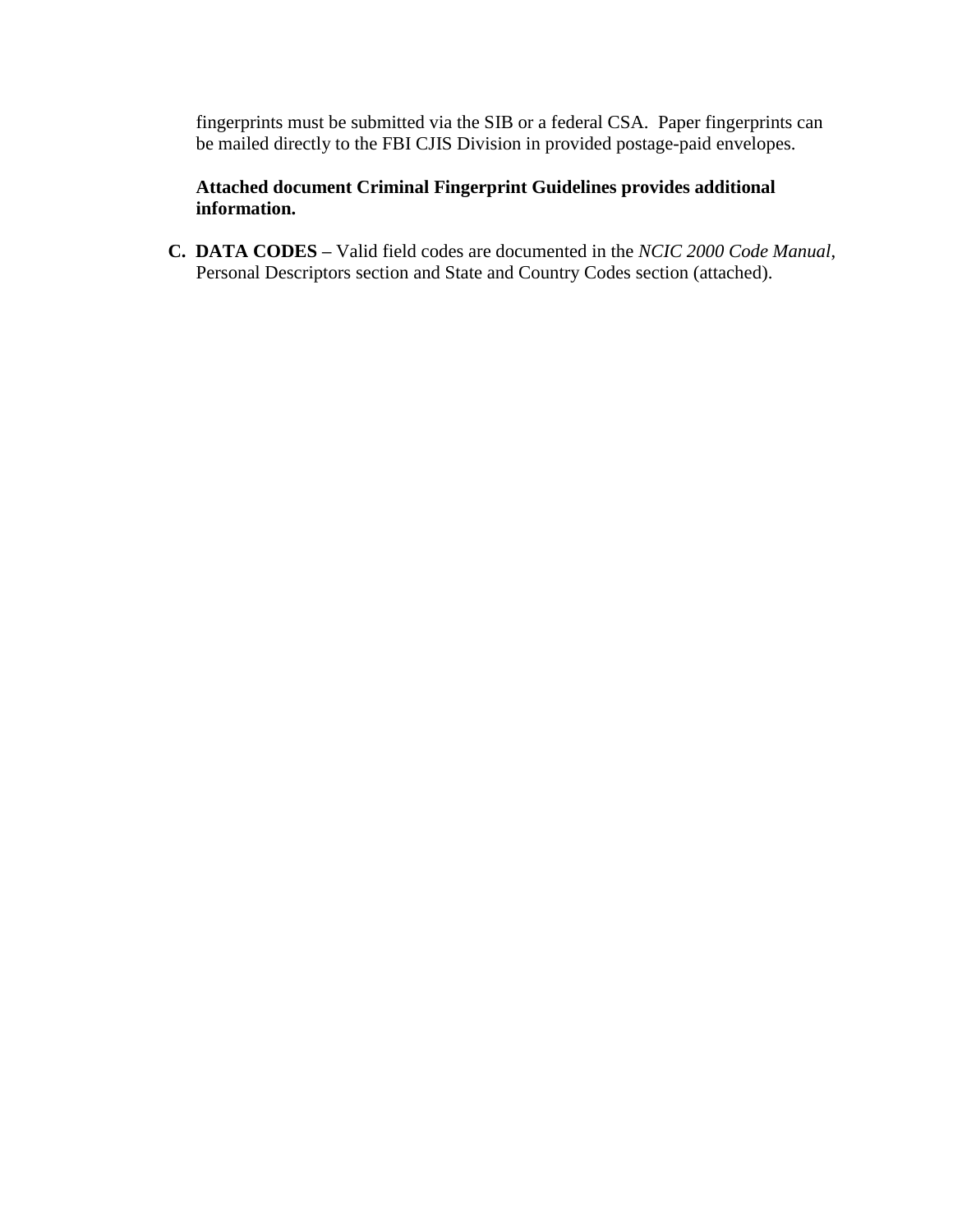fingerprints must be submitted via the SIB or a federal CSA. Paper fingerprints can be mailed directly to the FBI CJIS Division in provided postage-paid envelopes.

**Attached document Criminal Fingerprint Guidelines provides additional information.**

**C. DATA CODES –** Valid field codes are documented in the *NCIC 2000 Code Manual*, Personal Descriptors section and State and Country Codes section (attached).